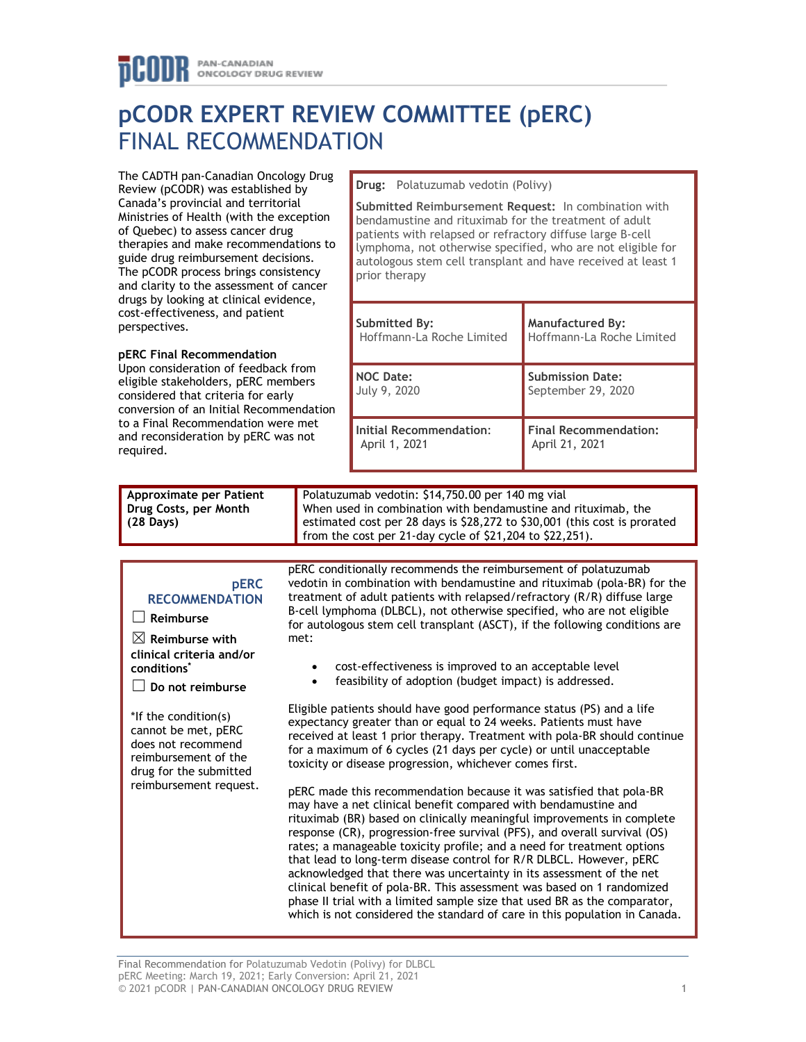# pCODR EXPERT REVIEW COMMITTEE (pERC)
## FINAL RECOMMENDATION

The CADTH pan-Canadian Oncology Drug Review (pCODR) was established by Canada's provincial and territorial Ministries of Health (with the exception of Quebec) to assess cancer drug therapies and make recommendations to guide drug reimbursement decisions. The pCODR process brings consistency and clarity to the assessment of cancer drugs by looking at clinical evidence, cost-effectiveness, and patient perspectives.

**pERC Final Recommendation**
Upon consideration of feedback from eligible stakeholders, pERC members considered that criteria for early conversion of an Initial Recommendation to a Final Recommendation were met and reconsideration by pERC was not required.

| **Drug:** Polatuzumab vedotin (Polivy) | |
|---|---|
| **Submitted Reimbursement Request:** In combination with bendamustine and rituximab for the treatment of adult patients with relapsed or refractory diffuse large B-cell lymphoma, not otherwise specified, who are not eligible for autologous stem cell transplant and have received at least 1 prior therapy | |
| **Submitted By:** Hoffmann-La Roche Limited | **Manufactured By:** Hoffmann-La Roche Limited |
| **NOC Date:** July 9, 2020 | **Submission Date:** September 29, 2020 |
| **Initial Recommendation:** April 1, 2021 | **Final Recommendation:** April 21, 2021 |

| **Approximate per Patient Drug Costs, per Month (28 Days)** | Polatuzumab vedotin: $14,750.00 per 140 mg vial<br>When used in combination with bendamustine and rituximab, the estimated cost per 28 days is $28,272 to $30,001 (this cost is prorated from the cost per 21-day cycle of $21,204 to $22,251). |
|---|---|

**pERC RECOMMENDATION**

- ☐ Reimburse
- ☒ Reimburse with clinical criteria and/or conditions*
- ☐ Do not reimburse

*If the condition(s) cannot be met, pERC does not recommend reimbursement of the drug for the submitted reimbursement request.

pERC conditionally recommends the reimbursement of polatuzumab vedotin in combination with bendamustine and rituximab (pola-BR) for the treatment of adult patients with relapsed/refractory (R/R) diffuse large B-cell lymphoma (DLBCL), not otherwise specified, who are not eligible for autologous stem cell transplant (ASCT), if the following conditions are met:

- cost-effectiveness is improved to an acceptable level
- feasibility of adoption (budget impact) is addressed.

Eligible patients should have good performance status (PS) and a life expectancy greater than or equal to 24 weeks. Patients must have received at least 1 prior therapy. Treatment with pola-BR should continue for a maximum of 6 cycles (21 days per cycle) or until unacceptable toxicity or disease progression, whichever comes first.

pERC made this recommendation because it was satisfied that pola-BR may have a net clinical benefit compared with bendamustine and rituximab (BR) based on clinically meaningful improvements in complete response (CR), progression-free survival (PFS), and overall survival (OS) rates; a manageable toxicity profile; and a need for treatment options that lead to long-term disease control for R/R DLBCL. However, pERC acknowledged that there was uncertainty in its assessment of the net clinical benefit of pola-BR. This assessment was based on 1 randomized phase II trial with a limited sample size that used BR as the comparator, which is not considered the standard of care in this population in Canada.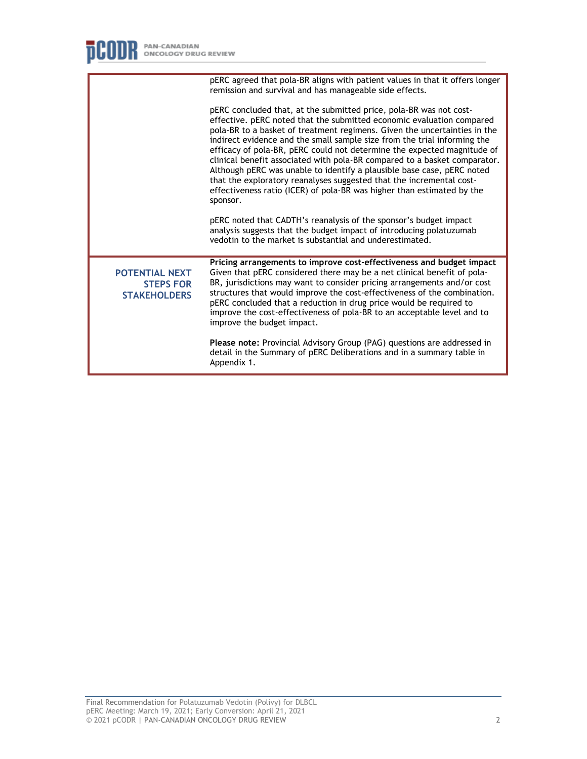| | |
|---|---|
| | pERC agreed that pola-BR aligns with patient values in that it offers longer remission and survival and has manageable side effects.<br><br>pERC concluded that, at the submitted price, pola-BR was not cost-effective. pERC noted that the submitted economic evaluation compared pola-BR to a basket of treatment regimens. Given the uncertainties in the indirect evidence and the small sample size from the trial informing the efficacy of pola-BR, pERC could not determine the expected magnitude of clinical benefit associated with pola-BR compared to a basket comparator. Although pERC was unable to identify a plausible base case, pERC noted that the exploratory reanalyses suggested that the incremental cost-effectiveness ratio (ICER) of pola-BR was higher than estimated by the sponsor.<br><br>pERC noted that CADTH's reanalysis of the sponsor's budget impact analysis suggests that the budget impact of introducing polatuzumab vedotin to the market is substantial and underestimated. |
| **POTENTIAL NEXT STEPS FOR STAKEHOLDERS** | **Pricing arrangements to improve cost-effectiveness and budget impact**<br>Given that pERC considered there may be a net clinical benefit of pola-BR, jurisdictions may want to consider pricing arrangements and/or cost structures that would improve the cost-effectiveness of the combination. pERC concluded that a reduction in drug price would be required to improve the cost-effectiveness of pola-BR to an acceptable level and to improve the budget impact.<br><br>**Please note:** Provincial Advisory Group (PAG) questions are addressed in detail in the Summary of pERC Deliberations and in a summary table in Appendix 1. |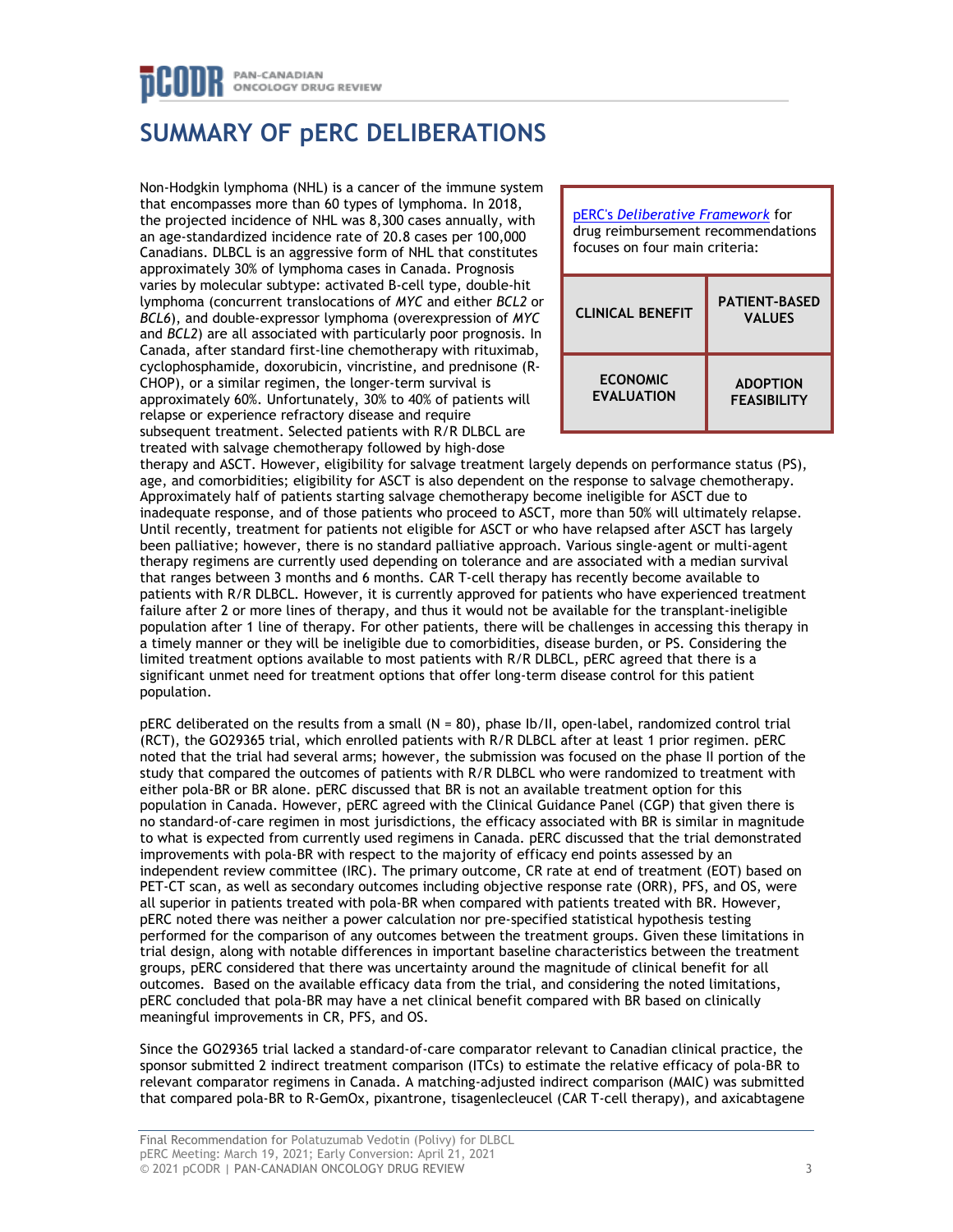# SUMMARY OF pERC DELIBERATIONS

| pERC's *Deliberative Framework* for drug reimbursement recommendations focuses on four main criteria: | |
|---|---|
| **CLINICAL BENEFIT** | **PATIENT-BASED VALUES** |
| **ECONOMIC EVALUATION** | **ADOPTION FEASIBILITY** |

Non-Hodgkin lymphoma (NHL) is a cancer of the immune system that encompasses more than 60 types of lymphoma. In 2018, the projected incidence of NHL was 8,300 cases annually, with an age-standardized incidence rate of 20.8 cases per 100,000 Canadians. DLBCL is an aggressive form of NHL that constitutes approximately 30% of lymphoma cases in Canada. Prognosis varies by molecular subtype: activated B-cell type, double-hit lymphoma (concurrent translocations of *MYC* and either *BCL2* or *BCL6*), and double-expressor lymphoma (overexpression of *MYC* and *BCL2*) are all associated with particularly poor prognosis. In Canada, after standard first-line chemotherapy with rituximab, cyclophosphamide, doxorubicin, vincristine, and prednisone (R-CHOP), or a similar regimen, the longer-term survival is approximately 60%. Unfortunately, 30% to 40% of patients will relapse or experience refractory disease and require subsequent treatment. Selected patients with R/R DLBCL are treated with salvage chemotherapy followed by high-dose therapy and ASCT. However, eligibility for salvage treatment largely depends on performance status (PS), age, and comorbidities; eligibility for ASCT is also dependent on the response to salvage chemotherapy. Approximately half of patients starting salvage chemotherapy become ineligible for ASCT due to inadequate response, and of those patients who proceed to ASCT, more than 50% will ultimately relapse. Until recently, treatment for patients not eligible for ASCT or who have relapsed after ASCT has largely been palliative; however, there is no standard palliative approach. Various single-agent or multi-agent therapy regimens are currently used depending on tolerance and are associated with a median survival that ranges between 3 months and 6 months. CAR T-cell therapy has recently become available to patients with R/R DLBCL. However, it is currently approved for patients who have experienced treatment failure after 2 or more lines of therapy, and thus it would not be available for the transplant-ineligible population after 1 line of therapy. For other patients, there will be challenges in accessing this therapy in a timely manner or they will be ineligible due to comorbidities, disease burden, or PS. Considering the limited treatment options available to most patients with R/R DLBCL, pERC agreed that there is a significant unmet need for treatment options that offer long-term disease control for this patient population.

pERC deliberated on the results from a small (N = 80), phase Ib/II, open-label, randomized control trial (RCT), the GO29365 trial, which enrolled patients with R/R DLBCL after at least 1 prior regimen. pERC noted that the trial had several arms; however, the submission was focused on the phase II portion of the study that compared the outcomes of patients with R/R DLBCL who were randomized to treatment with either pola-BR or BR alone. pERC discussed that BR is not an available treatment option for this population in Canada. However, pERC agreed with the Clinical Guidance Panel (CGP) that given there is no standard-of-care regimen in most jurisdictions, the efficacy associated with BR is similar in magnitude to what is expected from currently used regimens in Canada. pERC discussed that the trial demonstrated improvements with pola-BR with respect to the majority of efficacy end points assessed by an independent review committee (IRC). The primary outcome, CR rate at end of treatment (EOT) based on PET-CT scan, as well as secondary outcomes including objective response rate (ORR), PFS, and OS, were all superior in patients treated with pola-BR when compared with patients treated with BR. However, pERC noted there was neither a power calculation nor pre-specified statistical hypothesis testing performed for the comparison of any outcomes between the treatment groups. Given these limitations in trial design, along with notable differences in important baseline characteristics between the treatment groups, pERC considered that there was uncertainty around the magnitude of clinical benefit for all outcomes. Based on the available efficacy data from the trial, and considering the noted limitations, pERC concluded that pola-BR may have a net clinical benefit compared with BR based on clinically meaningful improvements in CR, PFS, and OS.

Since the GO29365 trial lacked a standard-of-care comparator relevant to Canadian clinical practice, the sponsor submitted 2 indirect treatment comparison (ITCs) to estimate the relative efficacy of pola-BR to relevant comparator regimens in Canada. A matching-adjusted indirect comparison (MAIC) was submitted that compared pola-BR to R-GemOx, pixantrone, tisagenlecleucel (CAR T-cell therapy), and axicabtagene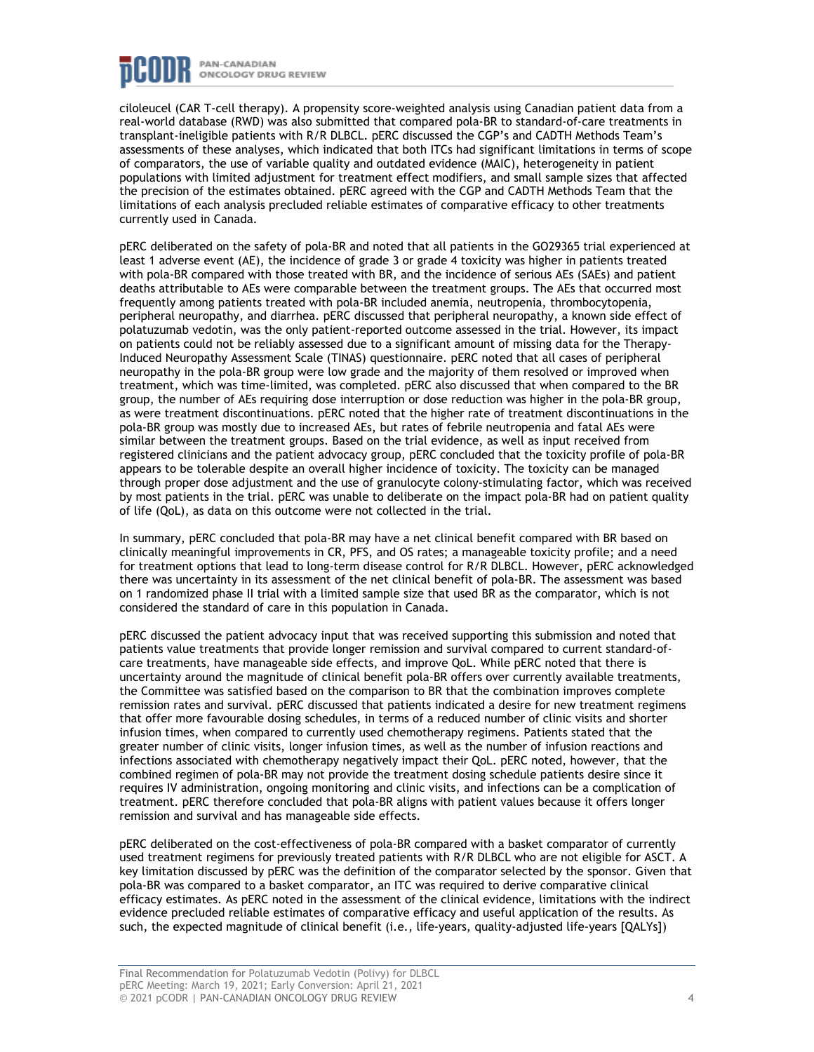ciloleucel (CAR T-cell therapy). A propensity score-weighted analysis using Canadian patient data from a real-world database (RWD) was also submitted that compared pola-BR to standard-of-care treatments in transplant-ineligible patients with R/R DLBCL. pERC discussed the CGP's and CADTH Methods Team's assessments of these analyses, which indicated that both ITCs had significant limitations in terms of scope of comparators, the use of variable quality and outdated evidence (MAIC), heterogeneity in patient populations with limited adjustment for treatment effect modifiers, and small sample sizes that affected the precision of the estimates obtained. pERC agreed with the CGP and CADTH Methods Team that the limitations of each analysis precluded reliable estimates of comparative efficacy to other treatments currently used in Canada.

pERC deliberated on the safety of pola-BR and noted that all patients in the GO29365 trial experienced at least 1 adverse event (AE), the incidence of grade 3 or grade 4 toxicity was higher in patients treated with pola-BR compared with those treated with BR, and the incidence of serious AEs (SAEs) and patient deaths attributable to AEs were comparable between the treatment groups. The AEs that occurred most frequently among patients treated with pola-BR included anemia, neutropenia, thrombocytopenia, peripheral neuropathy, and diarrhea. pERC discussed that peripheral neuropathy, a known side effect of polatuzumab vedotin, was the only patient-reported outcome assessed in the trial. However, its impact on patients could not be reliably assessed due to a significant amount of missing data for the Therapy-Induced Neuropathy Assessment Scale (TINAS) questionnaire. pERC noted that all cases of peripheral neuropathy in the pola-BR group were low grade and the majority of them resolved or improved when treatment, which was time-limited, was completed. pERC also discussed that when compared to the BR group, the number of AEs requiring dose interruption or dose reduction was higher in the pola-BR group, as were treatment discontinuations. pERC noted that the higher rate of treatment discontinuations in the pola-BR group was mostly due to increased AEs, but rates of febrile neutropenia and fatal AEs were similar between the treatment groups. Based on the trial evidence, as well as input received from registered clinicians and the patient advocacy group, pERC concluded that the toxicity profile of pola-BR appears to be tolerable despite an overall higher incidence of toxicity. The toxicity can be managed through proper dose adjustment and the use of granulocyte colony-stimulating factor, which was received by most patients in the trial. pERC was unable to deliberate on the impact pola-BR had on patient quality of life (QoL), as data on this outcome were not collected in the trial.

In summary, pERC concluded that pola-BR may have a net clinical benefit compared with BR based on clinically meaningful improvements in CR, PFS, and OS rates; a manageable toxicity profile; and a need for treatment options that lead to long-term disease control for R/R DLBCL. However, pERC acknowledged there was uncertainty in its assessment of the net clinical benefit of pola-BR. The assessment was based on 1 randomized phase II trial with a limited sample size that used BR as the comparator, which is not considered the standard of care in this population in Canada.

pERC discussed the patient advocacy input that was received supporting this submission and noted that patients value treatments that provide longer remission and survival compared to current standard-of-care treatments, have manageable side effects, and improve QoL. While pERC noted that there is uncertainty around the magnitude of clinical benefit pola-BR offers over currently available treatments, the Committee was satisfied based on the comparison to BR that the combination improves complete remission rates and survival. pERC discussed that patients indicated a desire for new treatment regimens that offer more favourable dosing schedules, in terms of a reduced number of clinic visits and shorter infusion times, when compared to currently used chemotherapy regimens. Patients stated that the greater number of clinic visits, longer infusion times, as well as the number of infusion reactions and infections associated with chemotherapy negatively impact their QoL. pERC noted, however, that the combined regimen of pola-BR may not provide the treatment dosing schedule patients desire since it requires IV administration, ongoing monitoring and clinic visits, and infections can be a complication of treatment. pERC therefore concluded that pola-BR aligns with patient values because it offers longer remission and survival and has manageable side effects.

pERC deliberated on the cost-effectiveness of pola-BR compared with a basket comparator of currently used treatment regimens for previously treated patients with R/R DLBCL who are not eligible for ASCT. A key limitation discussed by pERC was the definition of the comparator selected by the sponsor. Given that pola-BR was compared to a basket comparator, an ITC was required to derive comparative clinical efficacy estimates. As pERC noted in the assessment of the clinical evidence, limitations with the indirect evidence precluded reliable estimates of comparative efficacy and useful application of the results. As such, the expected magnitude of clinical benefit (i.e., life-years, quality-adjusted life-years [QALYs])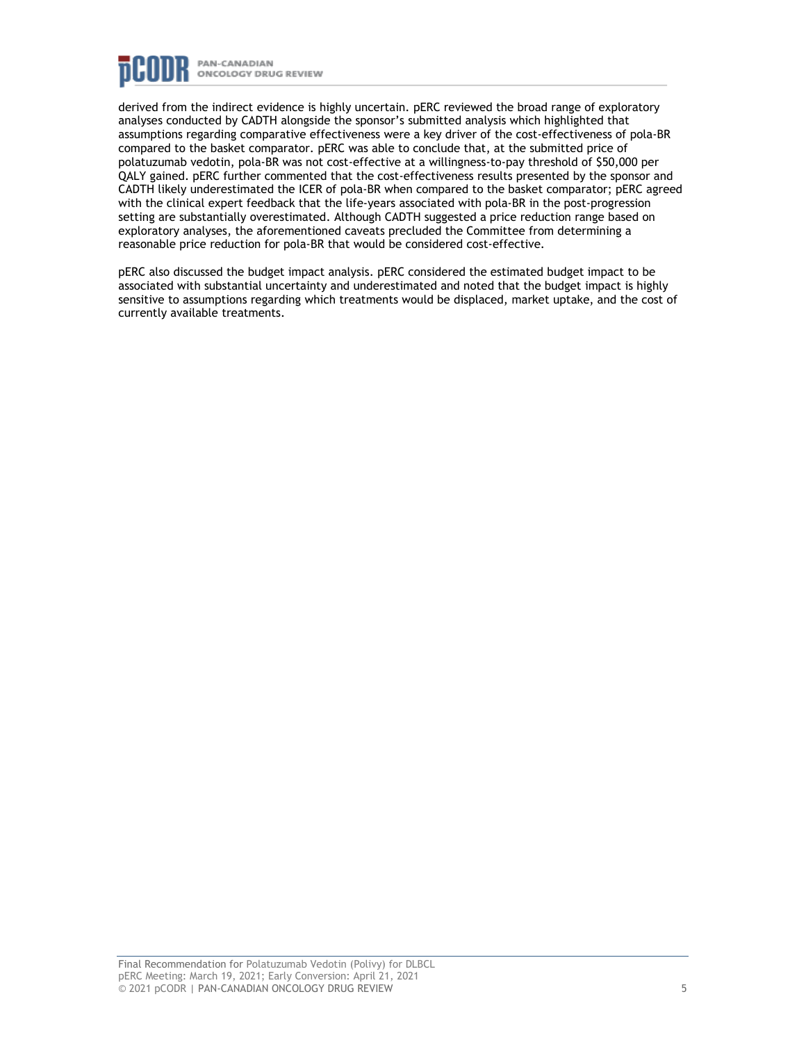derived from the indirect evidence is highly uncertain. pERC reviewed the broad range of exploratory analyses conducted by CADTH alongside the sponsor's submitted analysis which highlighted that assumptions regarding comparative effectiveness were a key driver of the cost-effectiveness of pola-BR compared to the basket comparator. pERC was able to conclude that, at the submitted price of polatuzumab vedotin, pola-BR was not cost-effective at a willingness-to-pay threshold of $50,000 per QALY gained. pERC further commented that the cost-effectiveness results presented by the sponsor and CADTH likely underestimated the ICER of pola-BR when compared to the basket comparator; pERC agreed with the clinical expert feedback that the life-years associated with pola-BR in the post-progression setting are substantially overestimated. Although CADTH suggested a price reduction range based on exploratory analyses, the aforementioned caveats precluded the Committee from determining a reasonable price reduction for pola-BR that would be considered cost-effective.

pERC also discussed the budget impact analysis. pERC considered the estimated budget impact to be associated with substantial uncertainty and underestimated and noted that the budget impact is highly sensitive to assumptions regarding which treatments would be displaced, market uptake, and the cost of currently available treatments.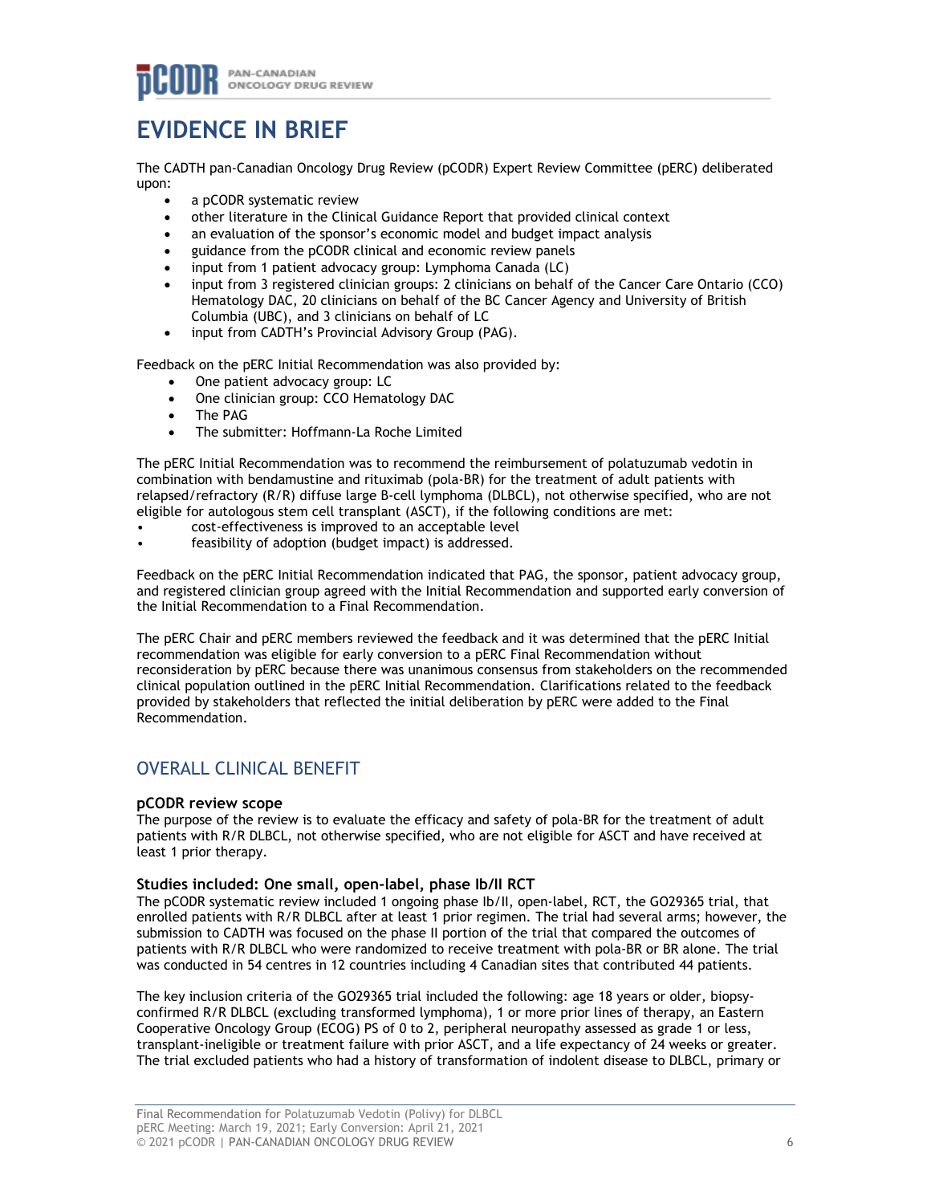# EVIDENCE IN BRIEF

The CADTH pan-Canadian Oncology Drug Review (pCODR) Expert Review Committee (pERC) deliberated upon:

- a pCODR systematic review
- other literature in the Clinical Guidance Report that provided clinical context
- an evaluation of the sponsor's economic model and budget impact analysis
- guidance from the pCODR clinical and economic review panels
- input from 1 patient advocacy group: Lymphoma Canada (LC)
- input from 3 registered clinician groups: 2 clinicians on behalf of the Cancer Care Ontario (CCO) Hematology DAC, 20 clinicians on behalf of the BC Cancer Agency and University of British Columbia (UBC), and 3 clinicians on behalf of LC
- input from CADTH's Provincial Advisory Group (PAG).

Feedback on the pERC Initial Recommendation was also provided by:

- One patient advocacy group: LC
- One clinician group: CCO Hematology DAC
- The PAG
- The submitter: Hoffmann-La Roche Limited

The pERC Initial Recommendation was to recommend the reimbursement of polatuzumab vedotin in combination with bendamustine and rituximab (pola-BR) for the treatment of adult patients with relapsed/refractory (R/R) diffuse large B-cell lymphoma (DLBCL), not otherwise specified, who are not eligible for autologous stem cell transplant (ASCT), if the following conditions are met:

- cost-effectiveness is improved to an acceptable level
- feasibility of adoption (budget impact) is addressed.

Feedback on the pERC Initial Recommendation indicated that PAG, the sponsor, patient advocacy group, and registered clinician group agreed with the Initial Recommendation and supported early conversion of the Initial Recommendation to a Final Recommendation.

The pERC Chair and pERC members reviewed the feedback and it was determined that the pERC Initial recommendation was eligible for early conversion to a pERC Final Recommendation without reconsideration by pERC because there was unanimous consensus from stakeholders on the recommended clinical population outlined in the pERC Initial Recommendation. Clarifications related to the feedback provided by stakeholders that reflected the initial deliberation by pERC were added to the Final Recommendation.

## OVERALL CLINICAL BENEFIT

### pCODR review scope

The purpose of the review is to evaluate the efficacy and safety of pola-BR for the treatment of adult patients with R/R DLBCL, not otherwise specified, who are not eligible for ASCT and have received at least 1 prior therapy.

### Studies included: One small, open-label, phase Ib/II RCT

The pCODR systematic review included 1 ongoing phase Ib/II, open-label, RCT, the GO29365 trial, that enrolled patients with R/R DLBCL after at least 1 prior regimen. The trial had several arms; however, the submission to CADTH was focused on the phase II portion of the trial that compared the outcomes of patients with R/R DLBCL who were randomized to receive treatment with pola-BR or BR alone. The trial was conducted in 54 centres in 12 countries including 4 Canadian sites that contributed 44 patients.

The key inclusion criteria of the GO29365 trial included the following: age 18 years or older, biopsy-confirmed R/R DLBCL (excluding transformed lymphoma), 1 or more prior lines of therapy, an Eastern Cooperative Oncology Group (ECOG) PS of 0 to 2, peripheral neuropathy assessed as grade 1 or less, transplant-ineligible or treatment failure with prior ASCT, and a life expectancy of 24 weeks or greater. The trial excluded patients who had a history of transformation of indolent disease to DLBCL, primary or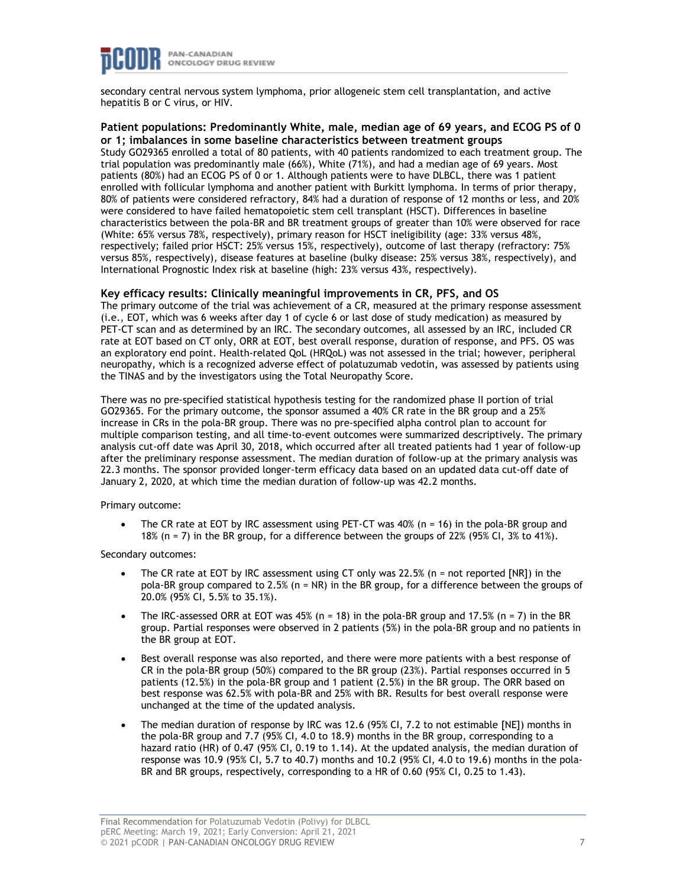secondary central nervous system lymphoma, prior allogeneic stem cell transplantation, and active hepatitis B or C virus, or HIV.

### Patient populations: Predominantly White, male, median age of 69 years, and ECOG PS of 0 or 1; imbalances in some baseline characteristics between treatment groups

Study GO29365 enrolled a total of 80 patients, with 40 patients randomized to each treatment group. The trial population was predominantly male (66%), White (71%), and had a median age of 69 years. Most patients (80%) had an ECOG PS of 0 or 1. Although patients were to have DLBCL, there was 1 patient enrolled with follicular lymphoma and another patient with Burkitt lymphoma. In terms of prior therapy, 80% of patients were considered refractory, 84% had a duration of response of 12 months or less, and 20% were considered to have failed hematopoietic stem cell transplant (HSCT). Differences in baseline characteristics between the pola-BR and BR treatment groups of greater than 10% were observed for race (White: 65% versus 78%, respectively), primary reason for HSCT ineligibility (age: 33% versus 48%, respectively; failed prior HSCT: 25% versus 15%, respectively), outcome of last therapy (refractory: 75% versus 85%, respectively), disease features at baseline (bulky disease: 25% versus 38%, respectively), and International Prognostic Index risk at baseline (high: 23% versus 43%, respectively).

### Key efficacy results: Clinically meaningful improvements in CR, PFS, and OS

The primary outcome of the trial was achievement of a CR, measured at the primary response assessment (i.e., EOT, which was 6 weeks after day 1 of cycle 6 or last dose of study medication) as measured by PET-CT scan and as determined by an IRC. The secondary outcomes, all assessed by an IRC, included CR rate at EOT based on CT only, ORR at EOT, best overall response, duration of response, and PFS. OS was an exploratory end point. Health-related QoL (HRQoL) was not assessed in the trial; however, peripheral neuropathy, which is a recognized adverse effect of polatuzumab vedotin, was assessed by patients using the TINAS and by the investigators using the Total Neuropathy Score.

There was no pre-specified statistical hypothesis testing for the randomized phase II portion of trial GO29365. For the primary outcome, the sponsor assumed a 40% CR rate in the BR group and a 25% increase in CRs in the pola-BR group. There was no pre-specified alpha control plan to account for multiple comparison testing, and all time-to-event outcomes were summarized descriptively. The primary analysis cut-off date was April 30, 2018, which occurred after all treated patients had 1 year of follow-up after the preliminary response assessment. The median duration of follow-up at the primary analysis was 22.3 months. The sponsor provided longer-term efficacy data based on an updated data cut-off date of January 2, 2020, at which time the median duration of follow-up was 42.2 months.

Primary outcome:

- The CR rate at EOT by IRC assessment using PET-CT was 40% (n = 16) in the pola-BR group and 18% (n = 7) in the BR group, for a difference between the groups of 22% (95% CI, 3% to 41%).

Secondary outcomes:

- The CR rate at EOT by IRC assessment using CT only was 22.5% (n = not reported [NR]) in the pola-BR group compared to 2.5% (n = NR) in the BR group, for a difference between the groups of 20.0% (95% CI, 5.5% to 35.1%).
- The IRC-assessed ORR at EOT was 45% (n = 18) in the pola-BR group and 17.5% (n = 7) in the BR group. Partial responses were observed in 2 patients (5%) in the pola-BR group and no patients in the BR group at EOT.
- Best overall response was also reported, and there were more patients with a best response of CR in the pola-BR group (50%) compared to the BR group (23%). Partial responses occurred in 5 patients (12.5%) in the pola-BR group and 1 patient (2.5%) in the BR group. The ORR based on best response was 62.5% with pola-BR and 25% with BR. Results for best overall response were unchanged at the time of the updated analysis.
- The median duration of response by IRC was 12.6 (95% CI, 7.2 to not estimable [NE]) months in the pola-BR group and 7.7 (95% CI, 4.0 to 18.9) months in the BR group, corresponding to a hazard ratio (HR) of 0.47 (95% CI, 0.19 to 1.14). At the updated analysis, the median duration of response was 10.9 (95% CI, 5.7 to 40.7) months and 10.2 (95% CI, 4.0 to 19.6) months in the pola-BR and BR groups, respectively, corresponding to a HR of 0.60 (95% CI, 0.25 to 1.43).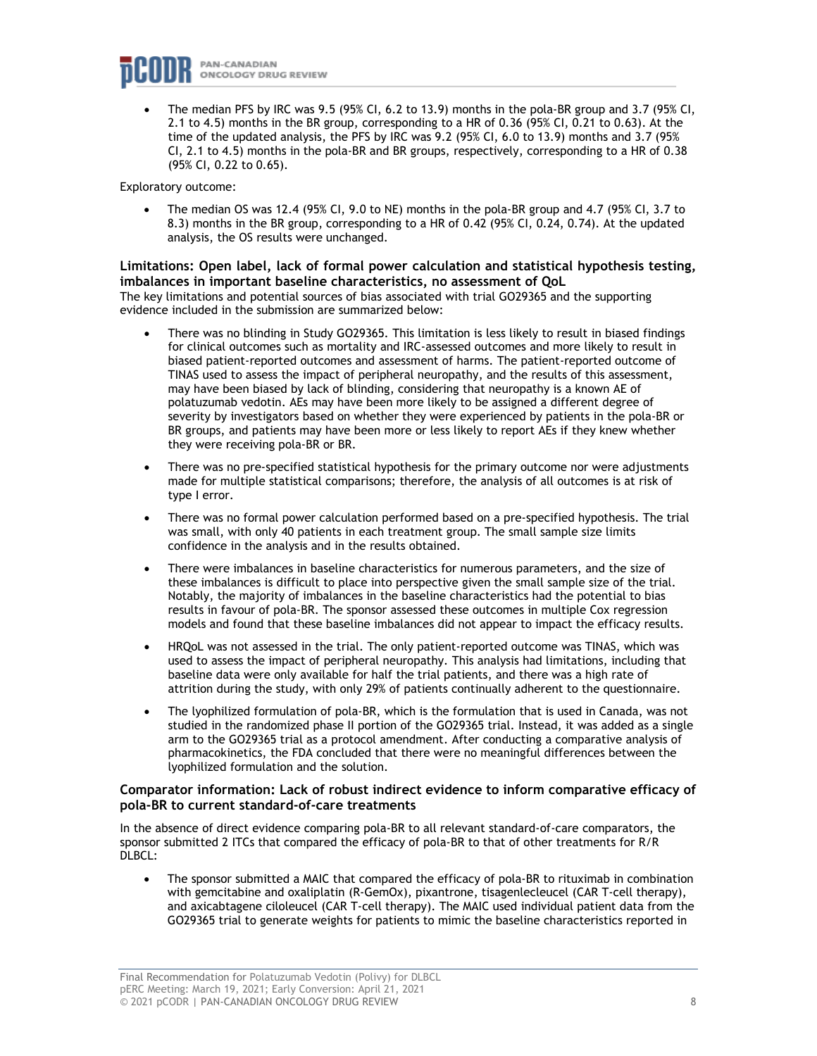- The median PFS by IRC was 9.5 (95% CI, 6.2 to 13.9) months in the pola-BR group and 3.7 (95% CI, 2.1 to 4.5) months in the BR group, corresponding to a HR of 0.36 (95% CI, 0.21 to 0.63). At the time of the updated analysis, the PFS by IRC was 9.2 (95% CI, 6.0 to 13.9) months and 3.7 (95% CI, 2.1 to 4.5) months in the pola-BR and BR groups, respectively, corresponding to a HR of 0.38 (95% CI, 0.22 to 0.65).

Exploratory outcome:

- The median OS was 12.4 (95% CI, 9.0 to NE) months in the pola-BR group and 4.7 (95% CI, 3.7 to 8.3) months in the BR group, corresponding to a HR of 0.42 (95% CI, 0.24, 0.74). At the updated analysis, the OS results were unchanged.

### Limitations: Open label, lack of formal power calculation and statistical hypothesis testing, imbalances in important baseline characteristics, no assessment of QoL

The key limitations and potential sources of bias associated with trial GO29365 and the supporting evidence included in the submission are summarized below:

- There was no blinding in Study GO29365. This limitation is less likely to result in biased findings for clinical outcomes such as mortality and IRC-assessed outcomes and more likely to result in biased patient-reported outcomes and assessment of harms. The patient-reported outcome of TINAS used to assess the impact of peripheral neuropathy, and the results of this assessment, may have been biased by lack of blinding, considering that neuropathy is a known AE of polatuzumab vedotin. AEs may have been more likely to be assigned a different degree of severity by investigators based on whether they were experienced by patients in the pola-BR or BR groups, and patients may have been more or less likely to report AEs if they knew whether they were receiving pola-BR or BR.
- There was no pre-specified statistical hypothesis for the primary outcome nor were adjustments made for multiple statistical comparisons; therefore, the analysis of all outcomes is at risk of type I error.
- There was no formal power calculation performed based on a pre-specified hypothesis. The trial was small, with only 40 patients in each treatment group. The small sample size limits confidence in the analysis and in the results obtained.
- There were imbalances in baseline characteristics for numerous parameters, and the size of these imbalances is difficult to place into perspective given the small sample size of the trial. Notably, the majority of imbalances in the baseline characteristics had the potential to bias results in favour of pola-BR. The sponsor assessed these outcomes in multiple Cox regression models and found that these baseline imbalances did not appear to impact the efficacy results.
- HRQoL was not assessed in the trial. The only patient-reported outcome was TINAS, which was used to assess the impact of peripheral neuropathy. This analysis had limitations, including that baseline data were only available for half the trial patients, and there was a high rate of attrition during the study, with only 29% of patients continually adherent to the questionnaire.
- The lyophilized formulation of pola-BR, which is the formulation that is used in Canada, was not studied in the randomized phase II portion of the GO29365 trial. Instead, it was added as a single arm to the GO29365 trial as a protocol amendment. After conducting a comparative analysis of pharmacokinetics, the FDA concluded that there were no meaningful differences between the lyophilized formulation and the solution.

### Comparator information: Lack of robust indirect evidence to inform comparative efficacy of pola-BR to current standard-of-care treatments

In the absence of direct evidence comparing pola-BR to all relevant standard-of-care comparators, the sponsor submitted 2 ITCs that compared the efficacy of pola-BR to that of other treatments for R/R DLBCL:

- The sponsor submitted a MAIC that compared the efficacy of pola-BR to rituximab in combination with gemcitabine and oxaliplatin (R-GemOx), pixantrone, tisagenlecleucel (CAR T-cell therapy), and axicabtagene ciloleucel (CAR T-cell therapy). The MAIC used individual patient data from the GO29365 trial to generate weights for patients to mimic the baseline characteristics reported in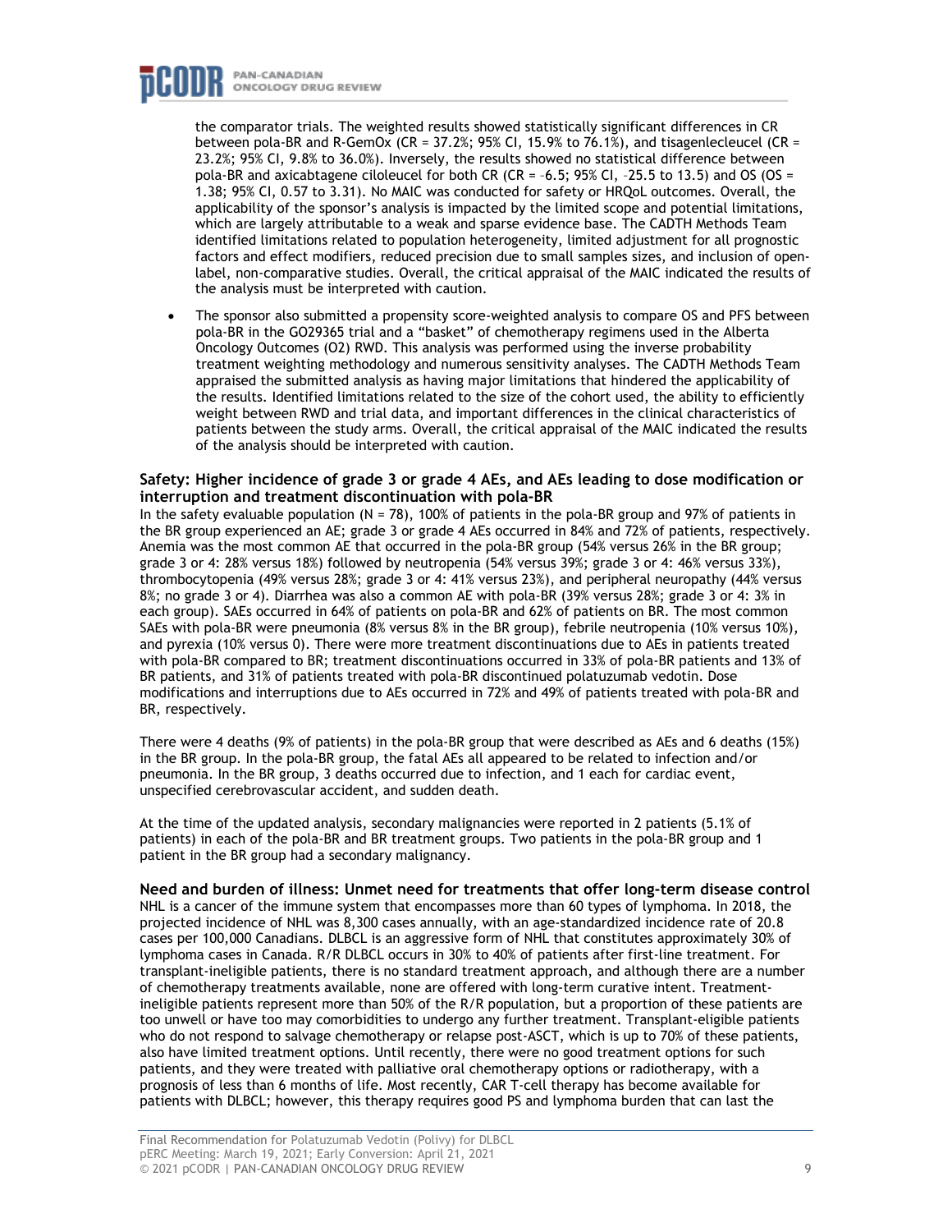the comparator trials. The weighted results showed statistically significant differences in CR between pola-BR and R-GemOx (CR = 37.2%; 95% CI, 15.9% to 76.1%), and tisagenlecleucel (CR = 23.2%; 95% CI, 9.8% to 36.0%). Inversely, the results showed no statistical difference between pola-BR and axicabtagene ciloleucel for both CR (CR = –6.5; 95% CI, –25.5 to 13.5) and OS (OS = 1.38; 95% CI, 0.57 to 3.31). No MAIC was conducted for safety or HRQoL outcomes. Overall, the applicability of the sponsor's analysis is impacted by the limited scope and potential limitations, which are largely attributable to a weak and sparse evidence base. The CADTH Methods Team identified limitations related to population heterogeneity, limited adjustment for all prognostic factors and effect modifiers, reduced precision due to small samples sizes, and inclusion of open-label, non-comparative studies. Overall, the critical appraisal of the MAIC indicated the results of the analysis must be interpreted with caution.

- The sponsor also submitted a propensity score-weighted analysis to compare OS and PFS between pola-BR in the GO29365 trial and a "basket" of chemotherapy regimens used in the Alberta Oncology Outcomes (O2) RWD. This analysis was performed using the inverse probability treatment weighting methodology and numerous sensitivity analyses. The CADTH Methods Team appraised the submitted analysis as having major limitations that hindered the applicability of the results. Identified limitations related to the size of the cohort used, the ability to efficiently weight between RWD and trial data, and important differences in the clinical characteristics of patients between the study arms. Overall, the critical appraisal of the MAIC indicated the results of the analysis should be interpreted with caution.

**Safety: Higher incidence of grade 3 or grade 4 AEs, and AEs leading to dose modification or interruption and treatment discontinuation with pola-BR**

In the safety evaluable population (N = 78), 100% of patients in the pola-BR group and 97% of patients in the BR group experienced an AE; grade 3 or grade 4 AEs occurred in 84% and 72% of patients, respectively. Anemia was the most common AE that occurred in the pola-BR group (54% versus 26% in the BR group; grade 3 or 4: 28% versus 18%) followed by neutropenia (54% versus 39%; grade 3 or 4: 46% versus 33%), thrombocytopenia (49% versus 28%; grade 3 or 4: 41% versus 23%), and peripheral neuropathy (44% versus 8%; no grade 3 or 4). Diarrhea was also a common AE with pola-BR (39% versus 28%; grade 3 or 4: 3% in each group). SAEs occurred in 64% of patients on pola-BR and 62% of patients on BR. The most common SAEs with pola-BR were pneumonia (8% versus 8% in the BR group), febrile neutropenia (10% versus 10%), and pyrexia (10% versus 0). There were more treatment discontinuations due to AEs in patients treated with pola-BR compared to BR; treatment discontinuations occurred in 33% of pola-BR patients and 13% of BR patients, and 31% of patients treated with pola-BR discontinued polatuzumab vedotin. Dose modifications and interruptions due to AEs occurred in 72% and 49% of patients treated with pola-BR and BR, respectively.

There were 4 deaths (9% of patients) in the pola-BR group that were described as AEs and 6 deaths (15%) in the BR group. In the pola-BR group, the fatal AEs all appeared to be related to infection and/or pneumonia. In the BR group, 3 deaths occurred due to infection, and 1 each for cardiac event, unspecified cerebrovascular accident, and sudden death.

At the time of the updated analysis, secondary malignancies were reported in 2 patients (5.1% of patients) in each of the pola-BR and BR treatment groups. Two patients in the pola-BR group and 1 patient in the BR group had a secondary malignancy.

**Need and burden of illness: Unmet need for treatments that offer long-term disease control**

NHL is a cancer of the immune system that encompasses more than 60 types of lymphoma. In 2018, the projected incidence of NHL was 8,300 cases annually, with an age-standardized incidence rate of 20.8 cases per 100,000 Canadians. DLBCL is an aggressive form of NHL that constitutes approximately 30% of lymphoma cases in Canada. R/R DLBCL occurs in 30% to 40% of patients after first-line treatment. For transplant-ineligible patients, there is no standard treatment approach, and although there are a number of chemotherapy treatments available, none are offered with long-term curative intent. Treatment-ineligible patients represent more than 50% of the R/R population, but a proportion of these patients are too unwell or have too may comorbidities to undergo any further treatment. Transplant-eligible patients who do not respond to salvage chemotherapy or relapse post-ASCT, which is up to 70% of these patients, also have limited treatment options. Until recently, there were no good treatment options for such patients, and they were treated with palliative oral chemotherapy options or radiotherapy, with a prognosis of less than 6 months of life. Most recently, CAR T-cell therapy has become available for patients with DLBCL; however, this therapy requires good PS and lymphoma burden that can last the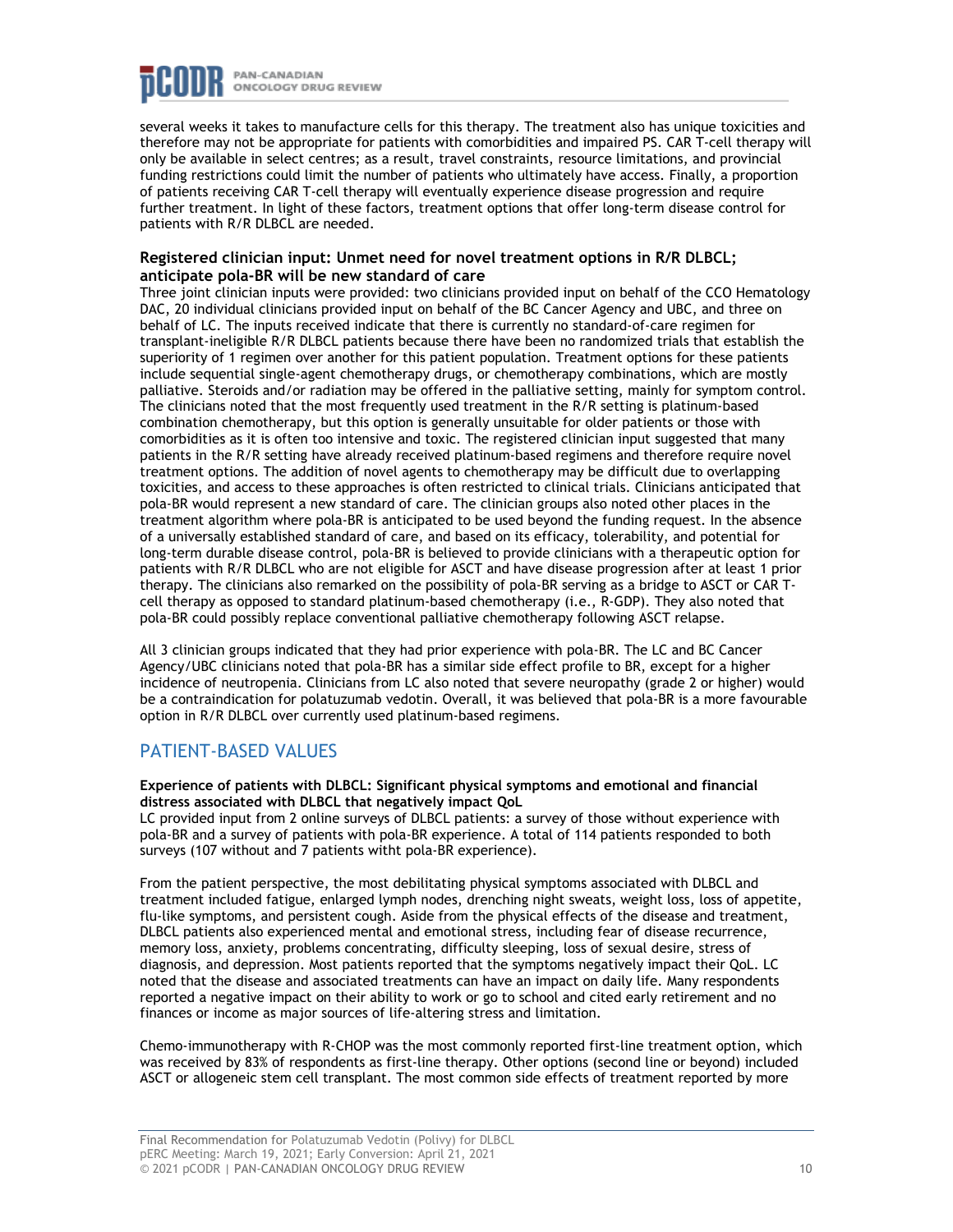several weeks it takes to manufacture cells for this therapy. The treatment also has unique toxicities and therefore may not be appropriate for patients with comorbidities and impaired PS. CAR T-cell therapy will only be available in select centres; as a result, travel constraints, resource limitations, and provincial funding restrictions could limit the number of patients who ultimately have access. Finally, a proportion of patients receiving CAR T-cell therapy will eventually experience disease progression and require further treatment. In light of these factors, treatment options that offer long-term disease control for patients with R/R DLBCL are needed.

**Registered clinician input: Unmet need for novel treatment options in R/R DLBCL; anticipate pola-BR will be new standard of care**

Three joint clinician inputs were provided: two clinicians provided input on behalf of the CCO Hematology DAC, 20 individual clinicians provided input on behalf of the BC Cancer Agency and UBC, and three on behalf of LC. The inputs received indicate that there is currently no standard-of-care regimen for transplant-ineligible R/R DLBCL patients because there have been no randomized trials that establish the superiority of 1 regimen over another for this patient population. Treatment options for these patients include sequential single-agent chemotherapy drugs, or chemotherapy combinations, which are mostly palliative. Steroids and/or radiation may be offered in the palliative setting, mainly for symptom control. The clinicians noted that the most frequently used treatment in the R/R setting is platinum-based combination chemotherapy, but this option is generally unsuitable for older patients or those with comorbidities as it is often too intensive and toxic. The registered clinician input suggested that many patients in the R/R setting have already received platinum-based regimens and therefore require novel treatment options. The addition of novel agents to chemotherapy may be difficult due to overlapping toxicities, and access to these approaches is often restricted to clinical trials. Clinicians anticipated that pola-BR would represent a new standard of care. The clinician groups also noted other places in the treatment algorithm where pola-BR is anticipated to be used beyond the funding request. In the absence of a universally established standard of care, and based on its efficacy, tolerability, and potential for long-term durable disease control, pola-BR is believed to provide clinicians with a therapeutic option for patients with R/R DLBCL who are not eligible for ASCT and have disease progression after at least 1 prior therapy. The clinicians also remarked on the possibility of pola-BR serving as a bridge to ASCT or CAR T-cell therapy as opposed to standard platinum-based chemotherapy (i.e., R-GDP). They also noted that pola-BR could possibly replace conventional palliative chemotherapy following ASCT relapse.

All 3 clinician groups indicated that they had prior experience with pola-BR. The LC and BC Cancer Agency/UBC clinicians noted that pola-BR has a similar side effect profile to BR, except for a higher incidence of neutropenia. Clinicians from LC also noted that severe neuropathy (grade 2 or higher) would be a contraindication for polatuzumab vedotin. Overall, it was believed that pola-BR is a more favourable option in R/R DLBCL over currently used platinum-based regimens.

## PATIENT-BASED VALUES

**Experience of patients with DLBCL: Significant physical symptoms and emotional and financial distress associated with DLBCL that negatively impact QoL**

LC provided input from 2 online surveys of DLBCL patients: a survey of those without experience with pola-BR and a survey of patients with pola-BR experience. A total of 114 patients responded to both surveys (107 without and 7 patients witht pola-BR experience).

From the patient perspective, the most debilitating physical symptoms associated with DLBCL and treatment included fatigue, enlarged lymph nodes, drenching night sweats, weight loss, loss of appetite, flu-like symptoms, and persistent cough. Aside from the physical effects of the disease and treatment, DLBCL patients also experienced mental and emotional stress, including fear of disease recurrence, memory loss, anxiety, problems concentrating, difficulty sleeping, loss of sexual desire, stress of diagnosis, and depression. Most patients reported that the symptoms negatively impact their QoL. LC noted that the disease and associated treatments can have an impact on daily life. Many respondents reported a negative impact on their ability to work or go to school and cited early retirement and no finances or income as major sources of life-altering stress and limitation.

Chemo-immunotherapy with R-CHOP was the most commonly reported first-line treatment option, which was received by 83% of respondents as first-line therapy. Other options (second line or beyond) included ASCT or allogeneic stem cell transplant. The most common side effects of treatment reported by more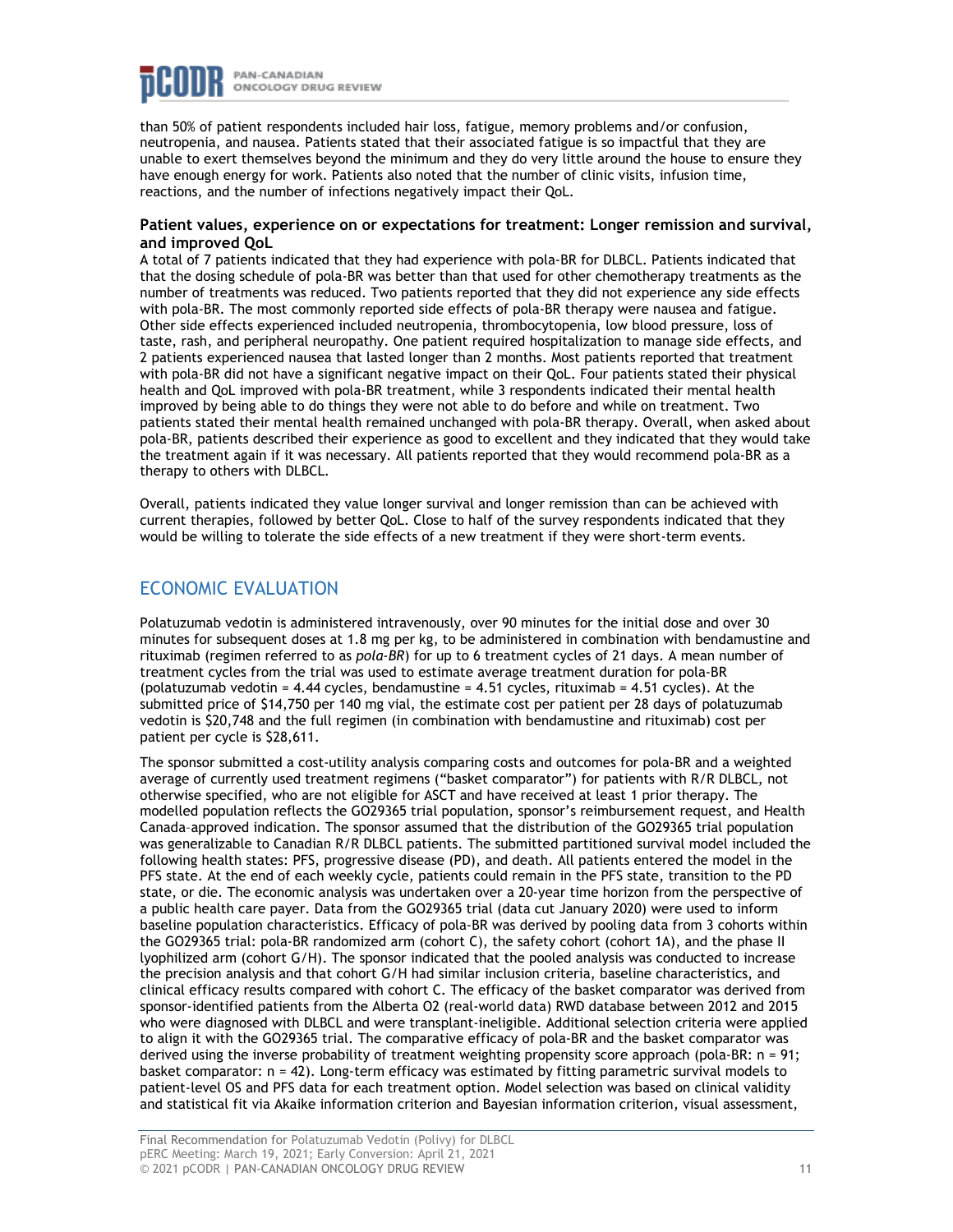than 50% of patient respondents included hair loss, fatigue, memory problems and/or confusion, neutropenia, and nausea. Patients stated that their associated fatigue is so impactful that they are unable to exert themselves beyond the minimum and they do very little around the house to ensure they have enough energy for work. Patients also noted that the number of clinic visits, infusion time, reactions, and the number of infections negatively impact their QoL.

**Patient values, experience on or expectations for treatment: Longer remission and survival, and improved QoL**

A total of 7 patients indicated that they had experience with pola-BR for DLBCL. Patients indicated that that the dosing schedule of pola-BR was better than that used for other chemotherapy treatments as the number of treatments was reduced. Two patients reported that they did not experience any side effects with pola-BR. The most commonly reported side effects of pola-BR therapy were nausea and fatigue. Other side effects experienced included neutropenia, thrombocytopenia, low blood pressure, loss of taste, rash, and peripheral neuropathy. One patient required hospitalization to manage side effects, and 2 patients experienced nausea that lasted longer than 2 months. Most patients reported that treatment with pola-BR did not have a significant negative impact on their QoL. Four patients stated their physical health and QoL improved with pola-BR treatment, while 3 respondents indicated their mental health improved by being able to do things they were not able to do before and while on treatment. Two patients stated their mental health remained unchanged with pola-BR therapy. Overall, when asked about pola-BR, patients described their experience as good to excellent and they indicated that they would take the treatment again if it was necessary. All patients reported that they would recommend pola-BR as a therapy to others with DLBCL.

Overall, patients indicated they value longer survival and longer remission than can be achieved with current therapies, followed by better QoL. Close to half of the survey respondents indicated that they would be willing to tolerate the side effects of a new treatment if they were short-term events.

## ECONOMIC EVALUATION

Polatuzumab vedotin is administered intravenously, over 90 minutes for the initial dose and over 30 minutes for subsequent doses at 1.8 mg per kg, to be administered in combination with bendamustine and rituximab (regimen referred to as *pola-BR*) for up to 6 treatment cycles of 21 days. A mean number of treatment cycles from the trial was used to estimate average treatment duration for pola-BR (polatuzumab vedotin = 4.44 cycles, bendamustine = 4.51 cycles, rituximab = 4.51 cycles). At the submitted price of $14,750 per 140 mg vial, the estimate cost per patient per 28 days of polatuzumab vedotin is $20,748 and the full regimen (in combination with bendamustine and rituximab) cost per patient per cycle is $28,611.

The sponsor submitted a cost-utility analysis comparing costs and outcomes for pola-BR and a weighted average of currently used treatment regimens ("basket comparator") for patients with R/R DLBCL, not otherwise specified, who are not eligible for ASCT and have received at least 1 prior therapy. The modelled population reflects the GO29365 trial population, sponsor's reimbursement request, and Health Canada–approved indication. The sponsor assumed that the distribution of the GO29365 trial population was generalizable to Canadian R/R DLBCL patients. The submitted partitioned survival model included the following health states: PFS, progressive disease (PD), and death. All patients entered the model in the PFS state. At the end of each weekly cycle, patients could remain in the PFS state, transition to the PD state, or die. The economic analysis was undertaken over a 20-year time horizon from the perspective of a public health care payer. Data from the GO29365 trial (data cut January 2020) were used to inform baseline population characteristics. Efficacy of pola-BR was derived by pooling data from 3 cohorts within the GO29365 trial: pola-BR randomized arm (cohort C), the safety cohort (cohort 1A), and the phase II lyophilized arm (cohort G/H). The sponsor indicated that the pooled analysis was conducted to increase the precision analysis and that cohort G/H had similar inclusion criteria, baseline characteristics, and clinical efficacy results compared with cohort C. The efficacy of the basket comparator was derived from sponsor-identified patients from the Alberta O2 (real-world data) RWD database between 2012 and 2015 who were diagnosed with DLBCL and were transplant-ineligible. Additional selection criteria were applied to align it with the GO29365 trial. The comparative efficacy of pola-BR and the basket comparator was derived using the inverse probability of treatment weighting propensity score approach (pola-BR: n = 91; basket comparator: n = 42). Long-term efficacy was estimated by fitting parametric survival models to patient-level OS and PFS data for each treatment option. Model selection was based on clinical validity and statistical fit via Akaike information criterion and Bayesian information criterion, visual assessment,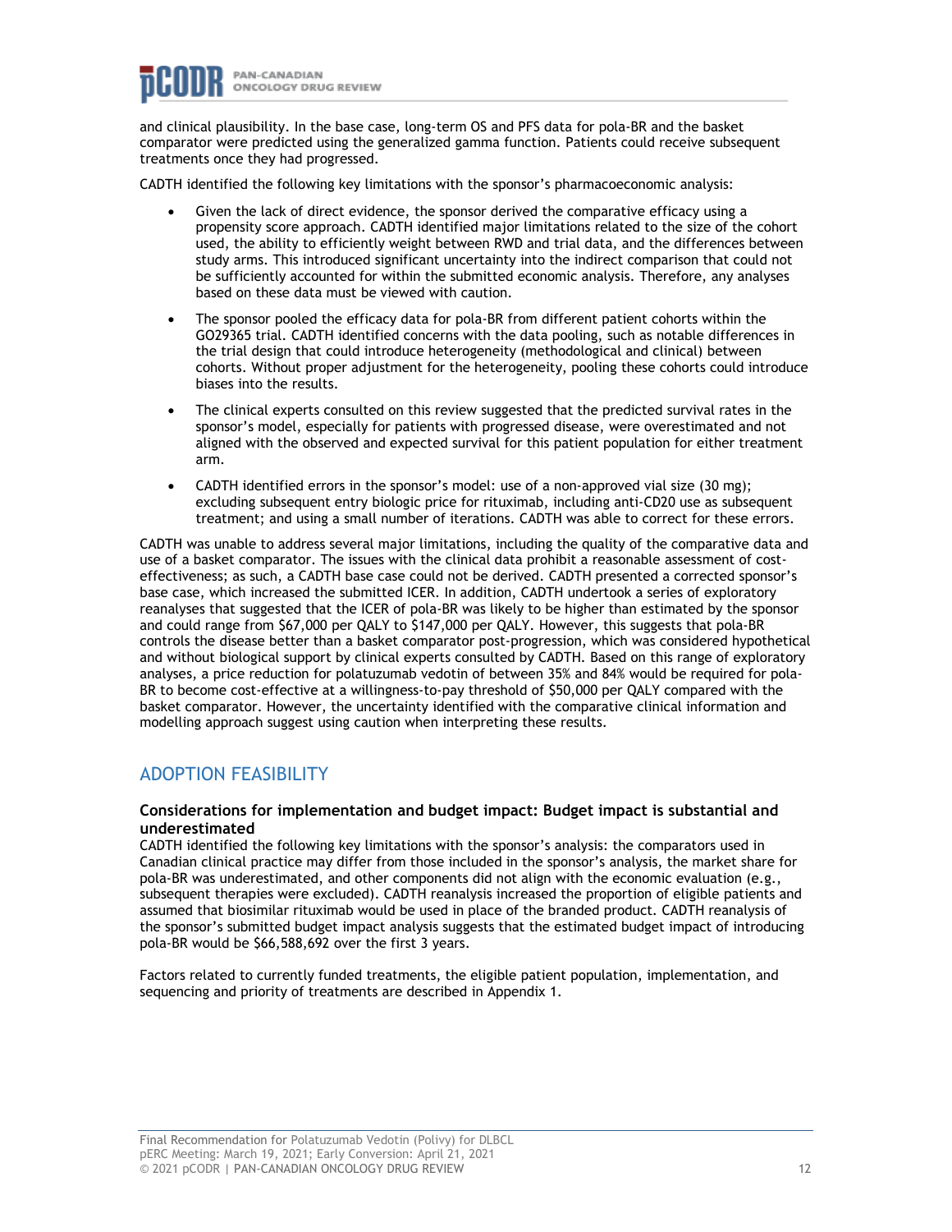and clinical plausibility. In the base case, long-term OS and PFS data for pola-BR and the basket comparator were predicted using the generalized gamma function. Patients could receive subsequent treatments once they had progressed.

CADTH identified the following key limitations with the sponsor's pharmacoeconomic analysis:

- Given the lack of direct evidence, the sponsor derived the comparative efficacy using a propensity score approach. CADTH identified major limitations related to the size of the cohort used, the ability to efficiently weight between RWD and trial data, and the differences between study arms. This introduced significant uncertainty into the indirect comparison that could not be sufficiently accounted for within the submitted economic analysis. Therefore, any analyses based on these data must be viewed with caution.
- The sponsor pooled the efficacy data for pola-BR from different patient cohorts within the GO29365 trial. CADTH identified concerns with the data pooling, such as notable differences in the trial design that could introduce heterogeneity (methodological and clinical) between cohorts. Without proper adjustment for the heterogeneity, pooling these cohorts could introduce biases into the results.
- The clinical experts consulted on this review suggested that the predicted survival rates in the sponsor's model, especially for patients with progressed disease, were overestimated and not aligned with the observed and expected survival for this patient population for either treatment arm.
- CADTH identified errors in the sponsor's model: use of a non-approved vial size (30 mg); excluding subsequent entry biologic price for rituximab, including anti-CD20 use as subsequent treatment; and using a small number of iterations. CADTH was able to correct for these errors.

CADTH was unable to address several major limitations, including the quality of the comparative data and use of a basket comparator. The issues with the clinical data prohibit a reasonable assessment of cost-effectiveness; as such, a CADTH base case could not be derived. CADTH presented a corrected sponsor's base case, which increased the submitted ICER. In addition, CADTH undertook a series of exploratory reanalyses that suggested that the ICER of pola-BR was likely to be higher than estimated by the sponsor and could range from $67,000 per QALY to $147,000 per QALY. However, this suggests that pola-BR controls the disease better than a basket comparator post-progression, which was considered hypothetical and without biological support by clinical experts consulted by CADTH. Based on this range of exploratory analyses, a price reduction for polatuzumab vedotin of between 35% and 84% would be required for pola-BR to become cost-effective at a willingness-to-pay threshold of $50,000 per QALY compared with the basket comparator. However, the uncertainty identified with the comparative clinical information and modelling approach suggest using caution when interpreting these results.

## ADOPTION FEASIBILITY

### Considerations for implementation and budget impact: Budget impact is substantial and underestimated

CADTH identified the following key limitations with the sponsor's analysis: the comparators used in Canadian clinical practice may differ from those included in the sponsor's analysis, the market share for pola-BR was underestimated, and other components did not align with the economic evaluation (e.g., subsequent therapies were excluded). CADTH reanalysis increased the proportion of eligible patients and assumed that biosimilar rituximab would be used in place of the branded product. CADTH reanalysis of the sponsor's submitted budget impact analysis suggests that the estimated budget impact of introducing pola-BR would be $66,588,692 over the first 3 years.

Factors related to currently funded treatments, the eligible patient population, implementation, and sequencing and priority of treatments are described in Appendix 1.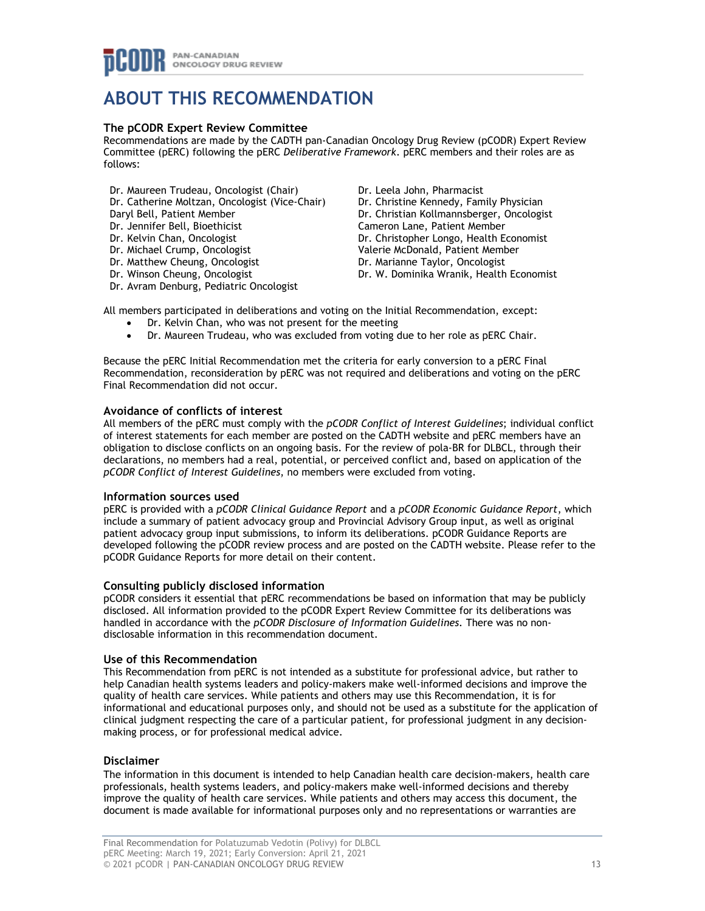# ABOUT THIS RECOMMENDATION

### The pCODR Expert Review Committee

Recommendations are made by the CADTH pan-Canadian Oncology Drug Review (pCODR) Expert Review Committee (pERC) following the pERC *Deliberative Framework*. pERC members and their roles are as follows:

Dr. Maureen Trudeau, Oncologist (Chair)
Dr. Catherine Moltzan, Oncologist (Vice-Chair)
Daryl Bell, Patient Member
Dr. Jennifer Bell, Bioethicist
Dr. Kelvin Chan, Oncologist
Dr. Michael Crump, Oncologist
Dr. Matthew Cheung, Oncologist
Dr. Winson Cheung, Oncologist
Dr. Avram Denburg, Pediatric Oncologist
Dr. Leela John, Pharmacist
Dr. Christine Kennedy, Family Physician
Dr. Christian Kollmannsberger, Oncologist
Cameron Lane, Patient Member
Dr. Christopher Longo, Health Economist
Valerie McDonald, Patient Member
Dr. Marianne Taylor, Oncologist
Dr. W. Dominika Wranik, Health Economist

All members participated in deliberations and voting on the Initial Recommendation, except:

- Dr. Kelvin Chan, who was not present for the meeting
- Dr. Maureen Trudeau, who was excluded from voting due to her role as pERC Chair.

Because the pERC Initial Recommendation met the criteria for early conversion to a pERC Final Recommendation, reconsideration by pERC was not required and deliberations and voting on the pERC Final Recommendation did not occur.

### Avoidance of conflicts of interest

All members of the pERC must comply with the *pCODR Conflict of Interest Guidelines*; individual conflict of interest statements for each member are posted on the CADTH website and pERC members have an obligation to disclose conflicts on an ongoing basis. For the review of pola-BR for DLBCL, through their declarations, no members had a real, potential, or perceived conflict and, based on application of the *pCODR Conflict of Interest Guidelines*, no members were excluded from voting.

### Information sources used

pERC is provided with a *pCODR Clinical Guidance Report* and a *pCODR Economic Guidance Report*, which include a summary of patient advocacy group and Provincial Advisory Group input, as well as original patient advocacy group input submissions, to inform its deliberations. pCODR Guidance Reports are developed following the pCODR review process and are posted on the CADTH website. Please refer to the pCODR Guidance Reports for more detail on their content.

### Consulting publicly disclosed information

pCODR considers it essential that pERC recommendations be based on information that may be publicly disclosed. All information provided to the pCODR Expert Review Committee for its deliberations was handled in accordance with the *pCODR Disclosure of Information Guidelines*. There was no non-disclosable information in this recommendation document.

### Use of this Recommendation

This Recommendation from pERC is not intended as a substitute for professional advice, but rather to help Canadian health systems leaders and policy-makers make well-informed decisions and improve the quality of health care services. While patients and others may use this Recommendation, it is for informational and educational purposes only, and should not be used as a substitute for the application of clinical judgment respecting the care of a particular patient, for professional judgment in any decision-making process, or for professional medical advice.

### Disclaimer

The information in this document is intended to help Canadian health care decision-makers, health care professionals, health systems leaders, and policy-makers make well-informed decisions and thereby improve the quality of health care services. While patients and others may access this document, the document is made available for informational purposes only and no representations or warranties are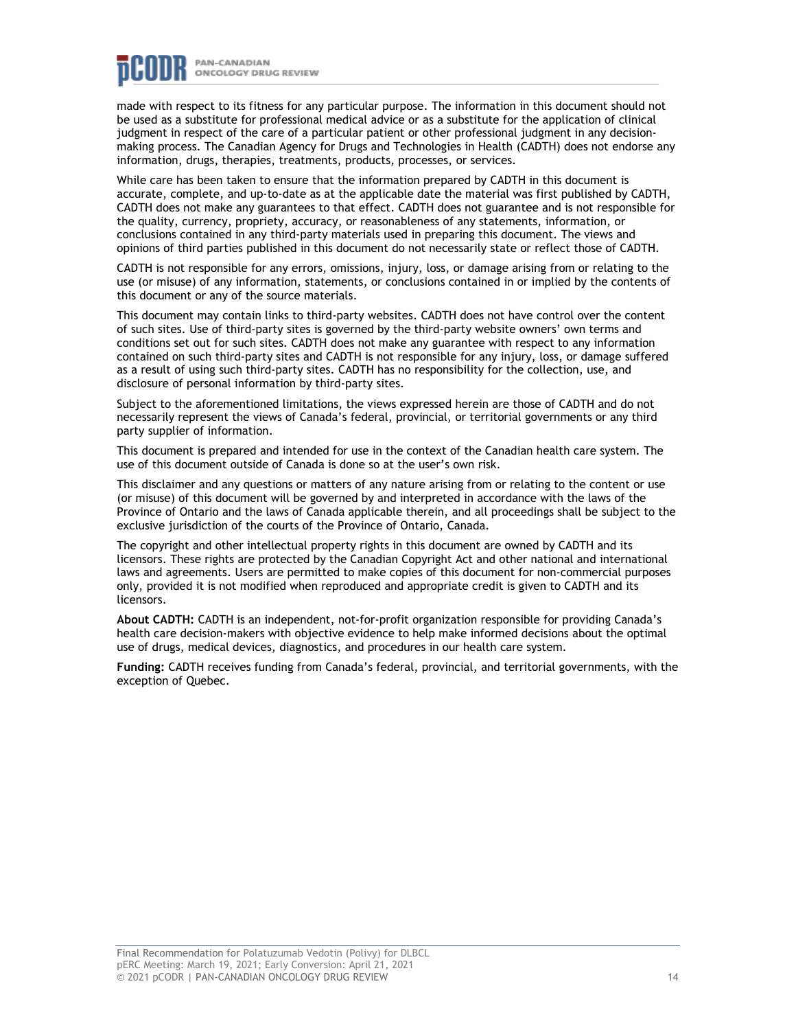made with respect to its fitness for any particular purpose. The information in this document should not be used as a substitute for professional medical advice or as a substitute for the application of clinical judgment in respect of the care of a particular patient or other professional judgment in any decision-making process. The Canadian Agency for Drugs and Technologies in Health (CADTH) does not endorse any information, drugs, therapies, treatments, products, processes, or services.

While care has been taken to ensure that the information prepared by CADTH in this document is accurate, complete, and up-to-date as at the applicable date the material was first published by CADTH, CADTH does not make any guarantees to that effect. CADTH does not guarantee and is not responsible for the quality, currency, propriety, accuracy, or reasonableness of any statements, information, or conclusions contained in any third-party materials used in preparing this document. The views and opinions of third parties published in this document do not necessarily state or reflect those of CADTH.

CADTH is not responsible for any errors, omissions, injury, loss, or damage arising from or relating to the use (or misuse) of any information, statements, or conclusions contained in or implied by the contents of this document or any of the source materials.

This document may contain links to third-party websites. CADTH does not have control over the content of such sites. Use of third-party sites is governed by the third-party website owners' own terms and conditions set out for such sites. CADTH does not make any guarantee with respect to any information contained on such third-party sites and CADTH is not responsible for any injury, loss, or damage suffered as a result of using such third-party sites. CADTH has no responsibility for the collection, use, and disclosure of personal information by third-party sites.

Subject to the aforementioned limitations, the views expressed herein are those of CADTH and do not necessarily represent the views of Canada's federal, provincial, or territorial governments or any third party supplier of information.

This document is prepared and intended for use in the context of the Canadian health care system. The use of this document outside of Canada is done so at the user's own risk.

This disclaimer and any questions or matters of any nature arising from or relating to the content or use (or misuse) of this document will be governed by and interpreted in accordance with the laws of the Province of Ontario and the laws of Canada applicable therein, and all proceedings shall be subject to the exclusive jurisdiction of the courts of the Province of Ontario, Canada.

The copyright and other intellectual property rights in this document are owned by CADTH and its licensors. These rights are protected by the Canadian Copyright Act and other national and international laws and agreements. Users are permitted to make copies of this document for non-commercial purposes only, provided it is not modified when reproduced and appropriate credit is given to CADTH and its licensors.

**About CADTH:** CADTH is an independent, not-for-profit organization responsible for providing Canada's health care decision-makers with objective evidence to help make informed decisions about the optimal use of drugs, medical devices, diagnostics, and procedures in our health care system.

**Funding:** CADTH receives funding from Canada's federal, provincial, and territorial governments, with the exception of Quebec.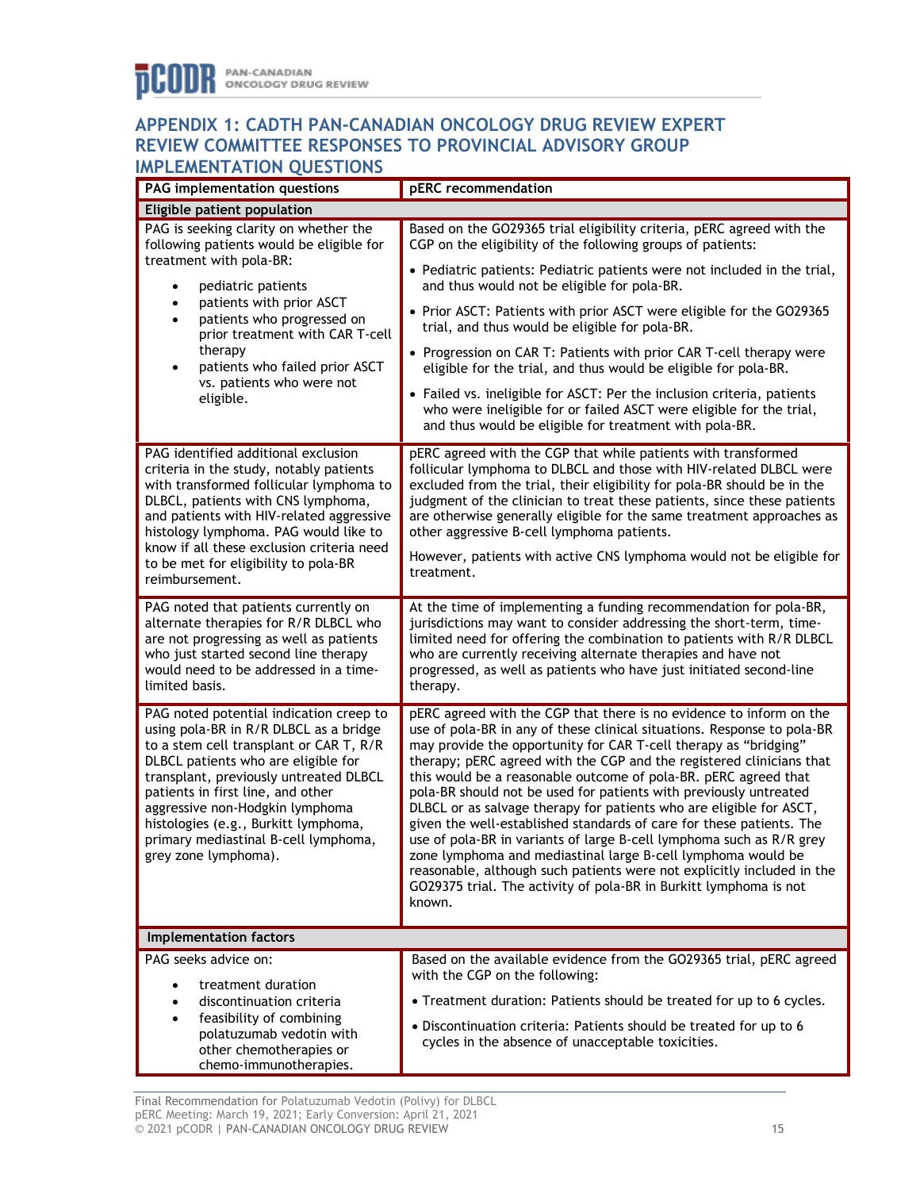## APPENDIX 1: CADTH PAN-CANADIAN ONCOLOGY DRUG REVIEW EXPERT REVIEW COMMITTEE RESPONSES TO PROVINCIAL ADVISORY GROUP IMPLEMENTATION QUESTIONS

| PAG implementation questions | pERC recommendation |
|---|---|
| **Eligible patient population** | |
| PAG is seeking clarity on whether the following patients would be eligible for treatment with pola-BR:<br>• pediatric patients<br>• patients with prior ASCT<br>• patients who progressed on prior treatment with CAR T-cell therapy<br>• patients who failed prior ASCT vs. patients who were not eligible. | Based on the GO29365 trial eligibility criteria, pERC agreed with the CGP on the eligibility of the following groups of patients:<br>• Pediatric patients: Pediatric patients were not included in the trial, and thus would not be eligible for pola-BR.<br>• Prior ASCT: Patients with prior ASCT were eligible for the GO29365 trial, and thus would be eligible for pola-BR.<br>• Progression on CAR T: Patients with prior CAR T-cell therapy were eligible for the trial, and thus would be eligible for pola-BR.<br>• Failed vs. ineligible for ASCT: Per the inclusion criteria, patients who were ineligible for or failed ASCT were eligible for the trial, and thus would be eligible for treatment with pola-BR. |
| PAG identified additional exclusion criteria in the study, notably patients with transformed follicular lymphoma to DLBCL, patients with CNS lymphoma, and patients with HIV-related aggressive histology lymphoma. PAG would like to know if all these exclusion criteria need to be met for eligibility to pola-BR reimbursement. | pERC agreed with the CGP that while patients with transformed follicular lymphoma to DLBCL and those with HIV-related DLBCL were excluded from the trial, their eligibility for pola-BR should be in the judgment of the clinician to treat these patients, since these patients are otherwise generally eligible for the same treatment approaches as other aggressive B-cell lymphoma patients.<br>However, patients with active CNS lymphoma would not be eligible for treatment. |
| PAG noted that patients currently on alternate therapies for R/R DLBCL who are not progressing as well as patients who just started second line therapy would need to be addressed in a time-limited basis. | At the time of implementing a funding recommendation for pola-BR, jurisdictions may want to consider addressing the short-term, time-limited need for offering the combination to patients with R/R DLBCL who are currently receiving alternate therapies and have not progressed, as well as patients who have just initiated second-line therapy. |
| PAG noted potential indication creep to using pola-BR in R/R DLBCL as a bridge to a stem cell transplant or CAR T, R/R DLBCL patients who are eligible for transplant, previously untreated DLBCL patients in first line, and other aggressive non-Hodgkin lymphoma histologies (e.g., Burkitt lymphoma, primary mediastinal B-cell lymphoma, grey zone lymphoma). | pERC agreed with the CGP that there is no evidence to inform on the use of pola-BR in any of these clinical situations. Response to pola-BR may provide the opportunity for CAR T-cell therapy as "bridging" therapy; pERC agreed with the CGP and the registered clinicians that this would be a reasonable outcome of pola-BR. pERC agreed that pola-BR should not be used for patients with previously untreated DLBCL or as salvage therapy for patients who are eligible for ASCT, given the well-established standards of care for these patients. The use of pola-BR in variants of large B-cell lymphoma such as R/R grey zone lymphoma and mediastinal large B-cell lymphoma would be reasonable, although such patients were not explicitly included in the GO29375 trial. The activity of pola-BR in Burkitt lymphoma is not known. |
| **Implementation factors** | |
| PAG seeks advice on:<br>• treatment duration<br>• discontinuation criteria<br>• feasibility of combining polatuzumab vedotin with other chemotherapies or chemo-immunotherapies. | Based on the available evidence from the GO29365 trial, pERC agreed with the CGP on the following:<br>• Treatment duration: Patients should be treated for up to 6 cycles.<br>• Discontinuation criteria: Patients should be treated for up to 6 cycles in the absence of unacceptable toxicities. |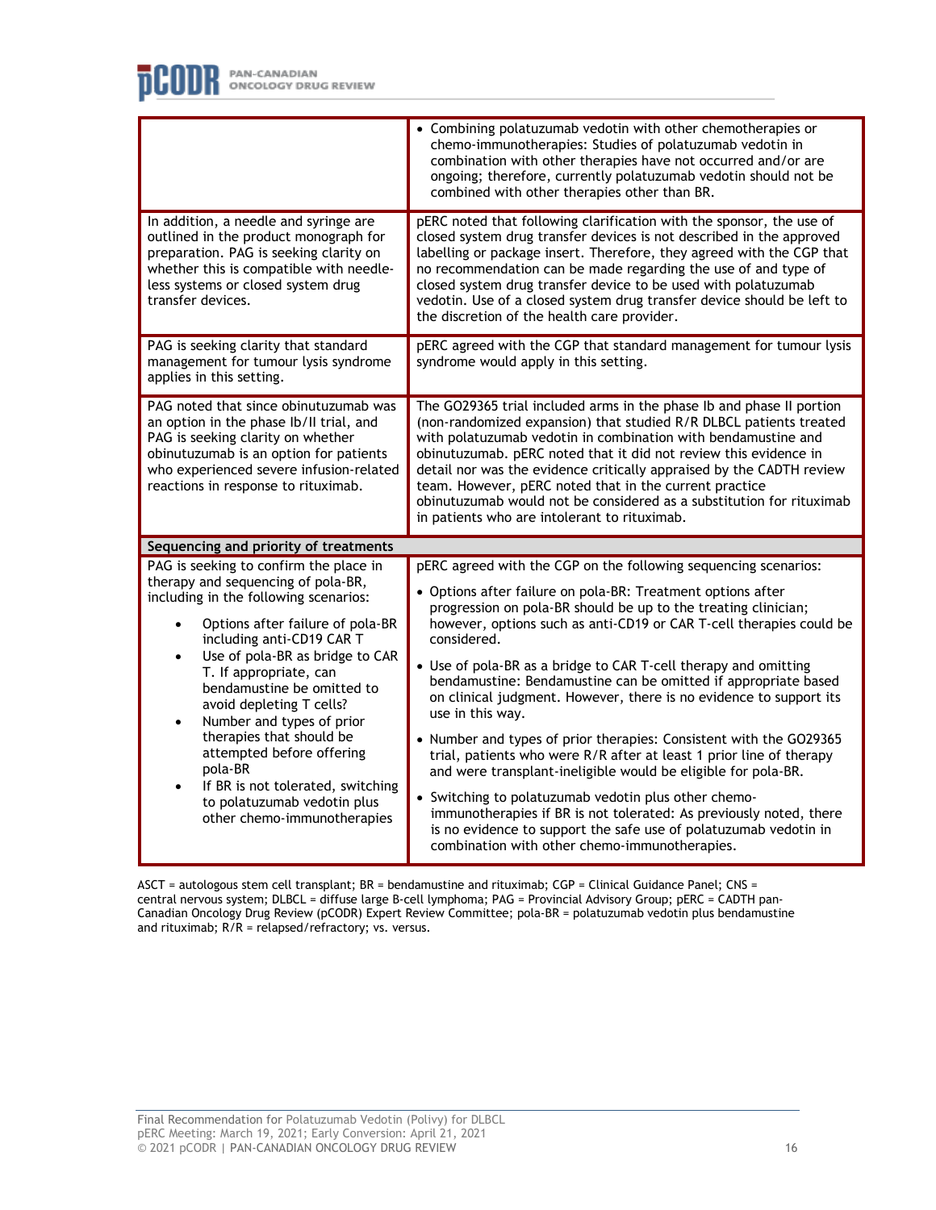| | |
|---|---|
| | • Combining polatuzumab vedotin with other chemotherapies or chemo-immunotherapies: Studies of polatuzumab vedotin in combination with other therapies have not occurred and/or are ongoing; therefore, currently polatuzumab vedotin should not be combined with other therapies other than BR. |
| In addition, a needle and syringe are outlined in the product monograph for preparation. PAG is seeking clarity on whether this is compatible with needle-less systems or closed system drug transfer devices. | pERC noted that following clarification with the sponsor, the use of closed system drug transfer devices is not described in the approved labelling or package insert. Therefore, they agreed with the CGP that no recommendation can be made regarding the use of and type of closed system drug transfer device to be used with polatuzumab vedotin. Use of a closed system drug transfer device should be left to the discretion of the health care provider. |
| PAG is seeking clarity that standard management for tumour lysis syndrome applies in this setting. | pERC agreed with the CGP that standard management for tumour lysis syndrome would apply in this setting. |
| PAG noted that since obinutuzumab was an option in the phase Ib/II trial, and PAG is seeking clarity on whether obinutuzumab is an option for patients who experienced severe infusion-related reactions in response to rituximab. | The GO29365 trial included arms in the phase Ib and phase II portion (non-randomized expansion) that studied R/R DLBCL patients treated with polatuzumab vedotin in combination with bendamustine and obinutuzumab. pERC noted that it did not review this evidence in detail nor was the evidence critically appraised by the CADTH review team. However, pERC noted that in the current practice obinutuzumab would not be considered as a substitution for rituximab in patients who are intolerant to rituximab. |
| **Sequencing and priority of treatments** | |
| PAG is seeking to confirm the place in therapy and sequencing of pola-BR, including in the following scenarios:<br>• Options after failure of pola-BR including anti-CD19 CAR T<br>• Use of pola-BR as bridge to CAR T. If appropriate, can bendamustine be omitted to avoid depleting T cells?<br>• Number and types of prior therapies that should be attempted before offering pola-BR<br>• If BR is not tolerated, switching to polatuzumab vedotin plus other chemo-immunotherapies | pERC agreed with the CGP on the following sequencing scenarios:<br>• Options after failure on pola-BR: Treatment options after progression on pola-BR should be up to the treating clinician; however, options such as anti-CD19 or CAR T-cell therapies could be considered.<br>• Use of pola-BR as a bridge to CAR T-cell therapy and omitting bendamustine: Bendamustine can be omitted if appropriate based on clinical judgment. However, there is no evidence to support its use in this way.<br>• Number and types of prior therapies: Consistent with the GO29365 trial, patients who were R/R after at least 1 prior line of therapy and were transplant-ineligible would be eligible for pola-BR.<br>• Switching to polatuzumab vedotin plus other chemo-immunotherapies if BR is not tolerated: As previously noted, there is no evidence to support the safe use of polatuzumab vedotin in combination with other chemo-immunotherapies. |

ASCT = autologous stem cell transplant; BR = bendamustine and rituximab; CGP = Clinical Guidance Panel; CNS = central nervous system; DLBCL = diffuse large B-cell lymphoma; PAG = Provincial Advisory Group; pERC = CADTH pan-Canadian Oncology Drug Review (pCODR) Expert Review Committee; pola-BR = polatuzumab vedotin plus bendamustine and rituximab; R/R = relapsed/refractory; vs. versus.